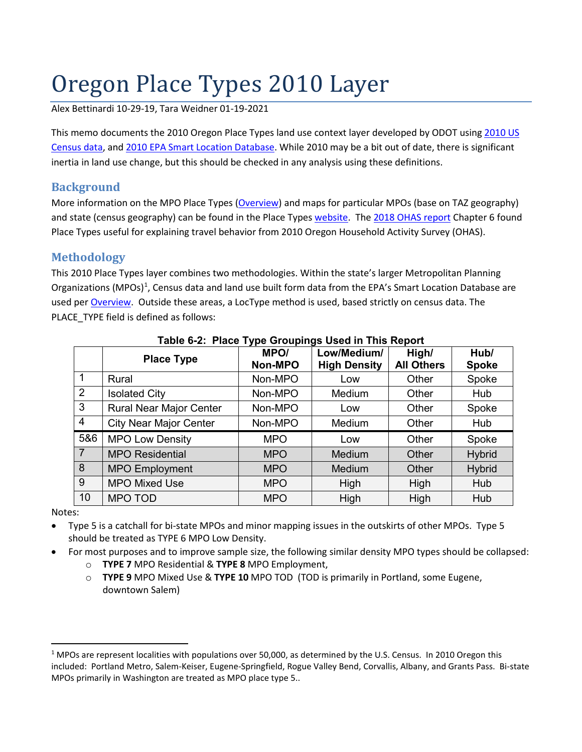# Oregon Place Types 2010 Layer

Alex Bettinardi 10-29-19, Tara Weidner 01-19-2021

This memo documents the 2010 Oregon Place Types land use context layer developed by ODOT using 2010 US Census data, and 2010 EPA Smart Location Database. While 2010 may be a bit out of date, there is significant inertia in land use change, but this should be checked in any analysis using these definitions.

## Background

More information on the MPO Place Types (Overview) and maps for particular MPOs (base on TAZ geography) and state (census geography) can be found in the Place Types website. The 2018 OHAS report Chapter 6 found Place Types useful for explaining travel behavior from 2010 Oregon Household Activity Survey (OHAS).

## Methodology

This 2010 Place Types layer combines two methodologies. Within the state's larger Metropolitan Planning Organizations (MPOs)[1], Census data and land use built form data from the EPA's Smart Location Database are used per Overview. Outside these areas, a LocType method is used, based strictly on census data. The PLACE_TYPE field is defined as follows:

**Table 6-2: Place Type Groupings Used in This Report**

| | Place Type | MPO/ Non-MPO | Low/Medium/ High Density | High/ All Others | Hub/ Spoke |
|---|---|---|---|---|---|
| 1 | Rural | Non-MPO | Low | Other | Spoke |
| 2 | Isolated City | Non-MPO | Medium | Other | Hub |
| 3 | Rural Near Major Center | Non-MPO | Low | Other | Spoke |
| 4 | City Near Major Center | Non-MPO | Medium | Other | Hub |
| 5&6 | MPO Low Density | MPO | Low | Other | Spoke |
| 7 | MPO Residential | MPO | Medium | Other | Hybrid |
| 8 | MPO Employment | MPO | Medium | Other | Hybrid |
| 9 | MPO Mixed Use | MPO | High | High | Hub |
| 10 | MPO TOD | MPO | High | High | Hub |

Notes:

- Type 5 is a catchall for bi-state MPOs and minor mapping issues in the outskirts of other MPOs. Type 5 should be treated as TYPE 6 MPO Low Density.
- For most purposes and to improve sample size, the following similar density MPO types should be collapsed:
  - **TYPE 7** MPO Residential & **TYPE 8** MPO Employment,
  - **TYPE 9** MPO Mixed Use & **TYPE 10** MPO TOD (TOD is primarily in Portland, some Eugene, downtown Salem)

[1] MPOs are represent localities with populations over 50,000, as determined by the U.S. Census. In 2010 Oregon this included: Portland Metro, Salem-Keiser, Eugene-Springfield, Rogue Valley Bend, Corvallis, Albany, and Grants Pass. Bi-state MPOs primarily in Washington are treated as MPO place type 5..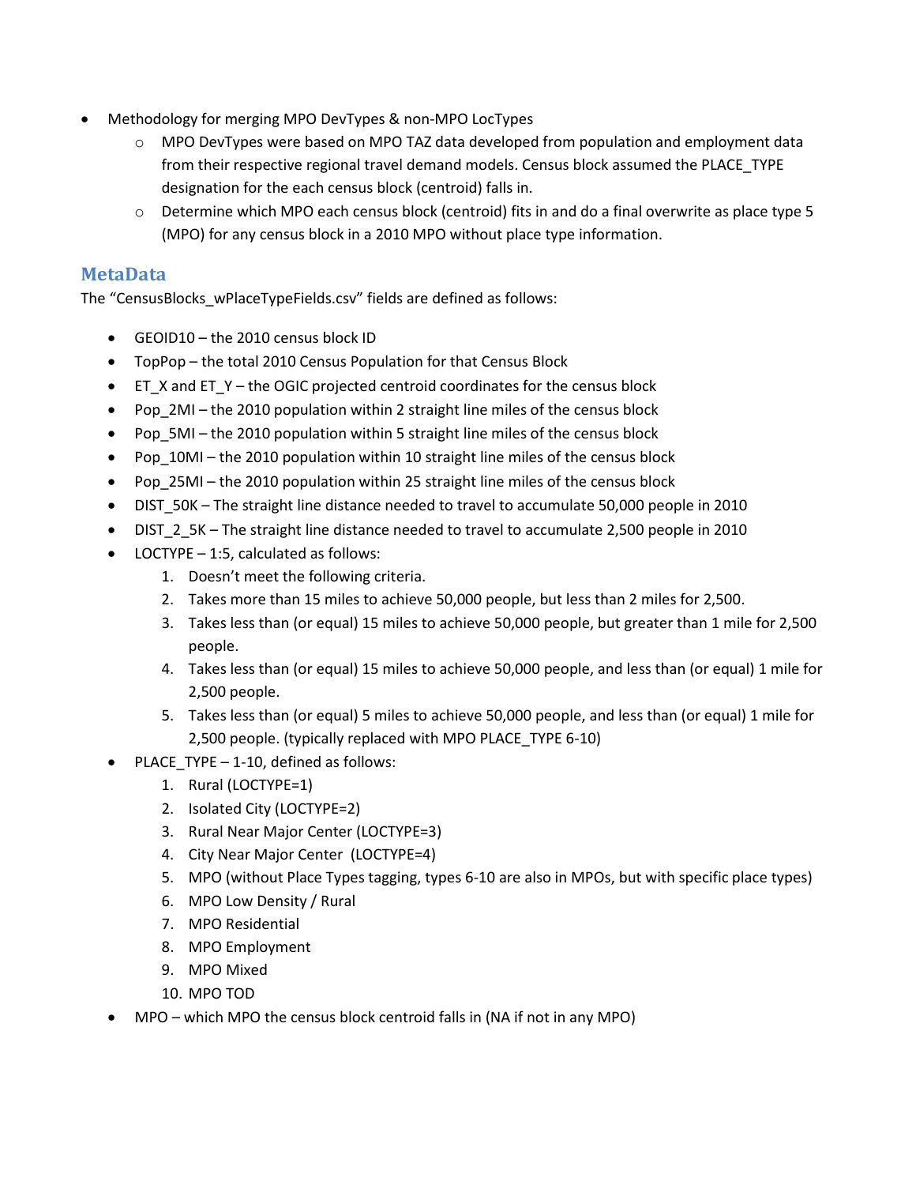- Methodology for merging MPO DevTypes & non-MPO LocTypes
  - MPO DevTypes were based on MPO TAZ data developed from population and employment data from their respective regional travel demand models. Census block assumed the PLACE_TYPE designation for the each census block (centroid) falls in.
  - Determine which MPO each census block (centroid) fits in and do a final overwrite as place type 5 (MPO) for any census block in a 2010 MPO without place type information.

## MetaData

The "CensusBlocks_wPlaceTypeFields.csv" fields are defined as follows:

- GEOID10 – the 2010 census block ID
- TopPop – the total 2010 Census Population for that Census Block
- ET_X and ET_Y – the OGIC projected centroid coordinates for the census block
- Pop_2MI – the 2010 population within 2 straight line miles of the census block
- Pop_5MI – the 2010 population within 5 straight line miles of the census block
- Pop_10MI – the 2010 population within 10 straight line miles of the census block
- Pop_25MI – the 2010 population within 25 straight line miles of the census block
- DIST_50K – The straight line distance needed to travel to accumulate 50,000 people in 2010
- DIST_2_5K – The straight line distance needed to travel to accumulate 2,500 people in 2010
- LOCTYPE – 1:5, calculated as follows:
  1. Doesn't meet the following criteria.
  2. Takes more than 15 miles to achieve 50,000 people, but less than 2 miles for 2,500.
  3. Takes less than (or equal) 15 miles to achieve 50,000 people, but greater than 1 mile for 2,500 people.
  4. Takes less than (or equal) 15 miles to achieve 50,000 people, and less than (or equal) 1 mile for 2,500 people.
  5. Takes less than (or equal) 5 miles to achieve 50,000 people, and less than (or equal) 1 mile for 2,500 people. (typically replaced with MPO PLACE_TYPE 6-10)
- PLACE_TYPE – 1-10, defined as follows:
  1. Rural (LOCTYPE=1)
  2. Isolated City (LOCTYPE=2)
  3. Rural Near Major Center (LOCTYPE=3)
  4. City Near Major Center (LOCTYPE=4)
  5. MPO (without Place Types tagging, types 6-10 are also in MPOs, but with specific place types)
  6. MPO Low Density / Rural
  7. MPO Residential
  8. MPO Employment
  9. MPO Mixed
  10. MPO TOD
- MPO – which MPO the census block centroid falls in (NA if not in any MPO)